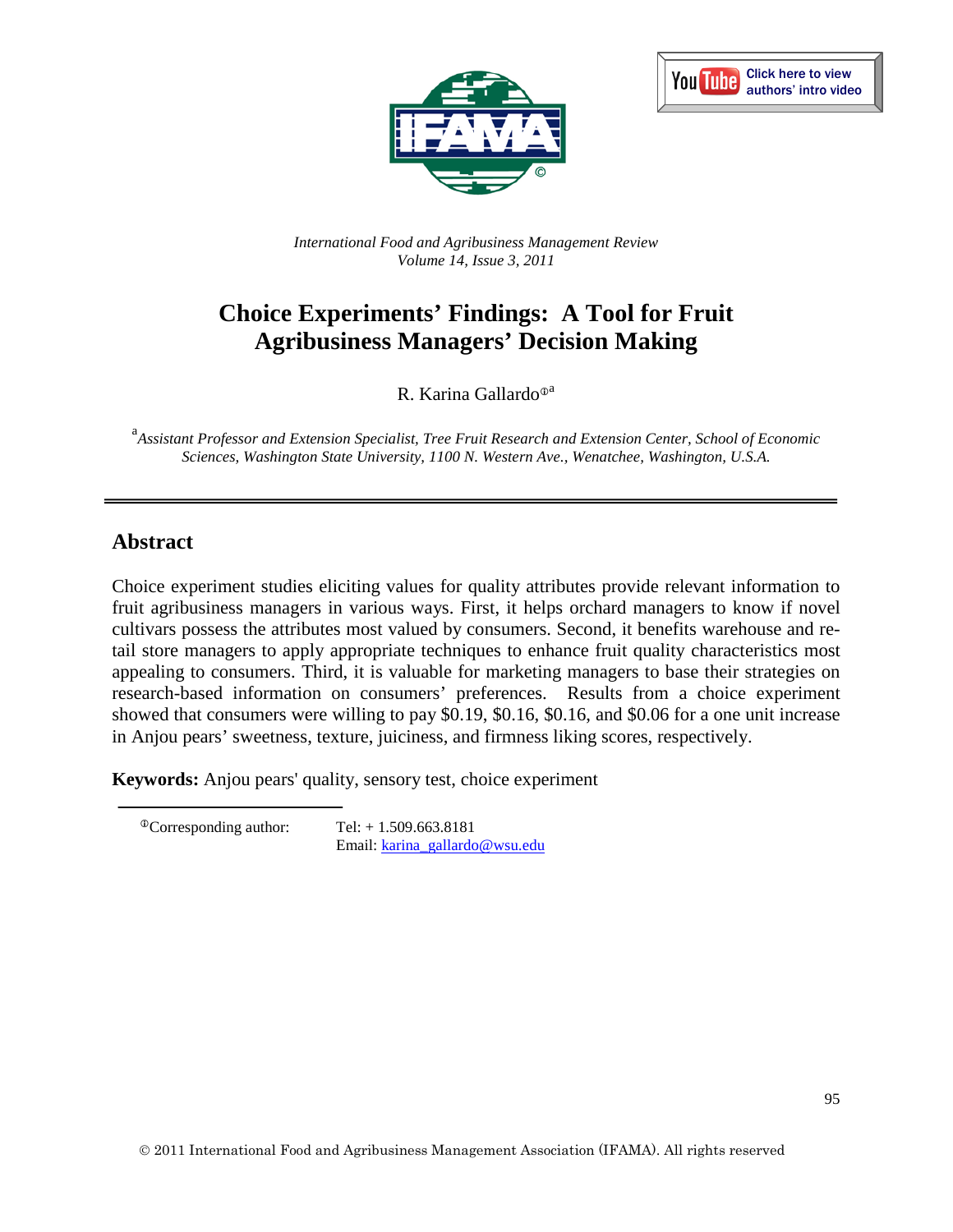International Food and Agribusiness Management Review
Volume 14, Issue 3, 2011

# Choice Experiments' Findings: A Tool for Fruit Agribusiness Managers' Decision Making

R. Karina Gallardo[ⓘ][a]

[a] *Assistant Professor and Extension Specialist, Tree Fruit Research and Extension Center, School of Economic Sciences, Washington State University, 1100 N. Western Ave., Wenatchee, Washington, U.S.A.*

## Abstract

Choice experiment studies eliciting values for quality attributes provide relevant information to fruit agribusiness managers in various ways. First, it helps orchard managers to know if novel cultivars possess the attributes most valued by consumers. Second, it benefits warehouse and retail store managers to apply appropriate techniques to enhance fruit quality characteristics most appealing to consumers. Third, it is valuable for marketing managers to base their strategies on research-based information on consumers' preferences. Results from a choice experiment showed that consumers were willing to pay $0.19, $0.16, $0.16, and $0.06 for a one unit increase in Anjou pears' sweetness, texture, juiciness, and firmness liking scores, respectively.

**Keywords:** Anjou pears' quality, sensory test, choice experiment

[ⓘ]Corresponding author: Tel: + 1.509.663.8181
Email: karina_gallardo@wsu.edu

© 2011 International Food and Agribusiness Management Association (IFAMA). All rights reserved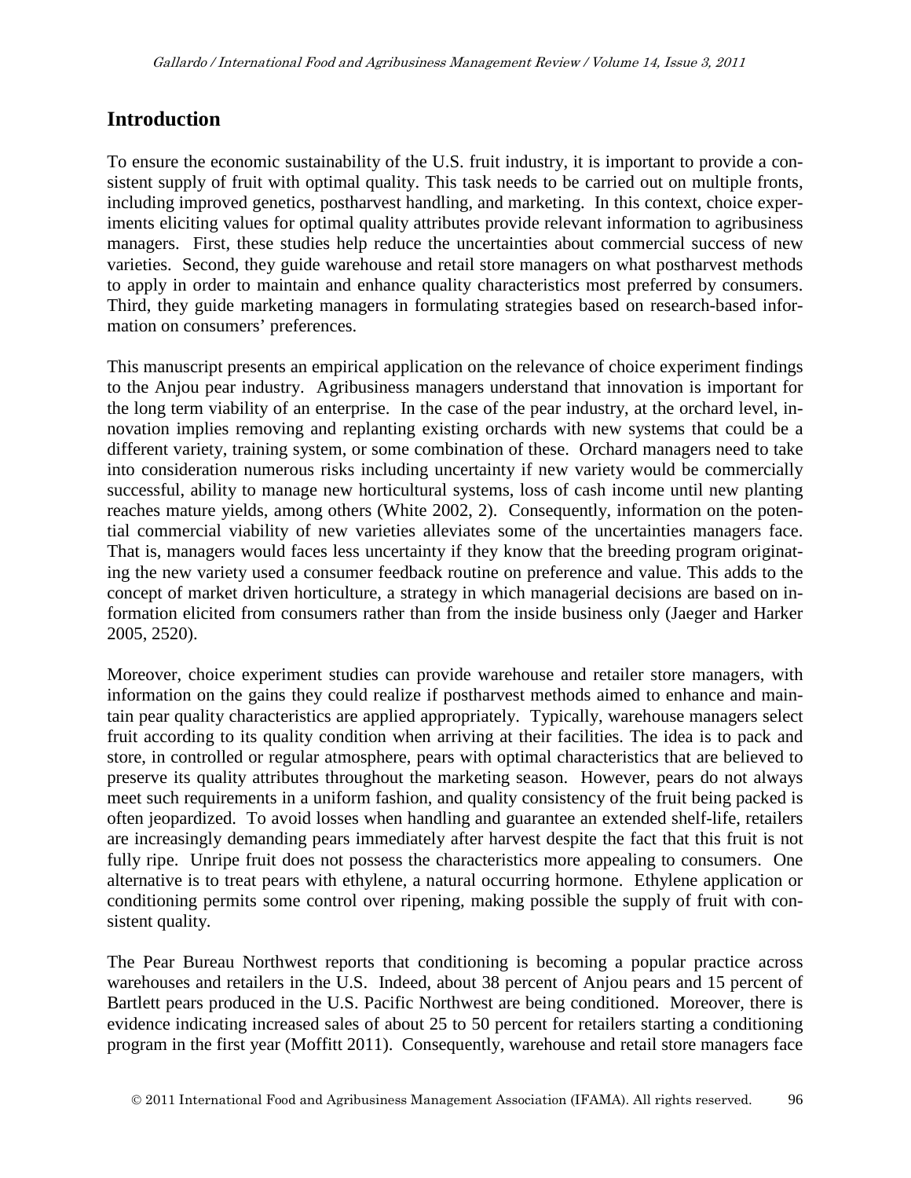## Introduction

To ensure the economic sustainability of the U.S. fruit industry, it is important to provide a consistent supply of fruit with optimal quality. This task needs to be carried out on multiple fronts, including improved genetics, postharvest handling, and marketing. In this context, choice experiments eliciting values for optimal quality attributes provide relevant information to agribusiness managers. First, these studies help reduce the uncertainties about commercial success of new varieties. Second, they guide warehouse and retail store managers on what postharvest methods to apply in order to maintain and enhance quality characteristics most preferred by consumers. Third, they guide marketing managers in formulating strategies based on research-based information on consumers' preferences.

This manuscript presents an empirical application on the relevance of choice experiment findings to the Anjou pear industry. Agribusiness managers understand that innovation is important for the long term viability of an enterprise. In the case of the pear industry, at the orchard level, innovation implies removing and replanting existing orchards with new systems that could be a different variety, training system, or some combination of these. Orchard managers need to take into consideration numerous risks including uncertainty if new variety would be commercially successful, ability to manage new horticultural systems, loss of cash income until new planting reaches mature yields, among others (White 2002, 2). Consequently, information on the potential commercial viability of new varieties alleviates some of the uncertainties managers face. That is, managers would faces less uncertainty if they know that the breeding program originating the new variety used a consumer feedback routine on preference and value. This adds to the concept of market driven horticulture, a strategy in which managerial decisions are based on information elicited from consumers rather than from the inside business only (Jaeger and Harker 2005, 2520).

Moreover, choice experiment studies can provide warehouse and retailer store managers, with information on the gains they could realize if postharvest methods aimed to enhance and maintain pear quality characteristics are applied appropriately. Typically, warehouse managers select fruit according to its quality condition when arriving at their facilities. The idea is to pack and store, in controlled or regular atmosphere, pears with optimal characteristics that are believed to preserve its quality attributes throughout the marketing season. However, pears do not always meet such requirements in a uniform fashion, and quality consistency of the fruit being packed is often jeopardized. To avoid losses when handling and guarantee an extended shelf-life, retailers are increasingly demanding pears immediately after harvest despite the fact that this fruit is not fully ripe. Unripe fruit does not possess the characteristics more appealing to consumers. One alternative is to treat pears with ethylene, a natural occurring hormone. Ethylene application or conditioning permits some control over ripening, making possible the supply of fruit with consistent quality.

The Pear Bureau Northwest reports that conditioning is becoming a popular practice across warehouses and retailers in the U.S. Indeed, about 38 percent of Anjou pears and 15 percent of Bartlett pears produced in the U.S. Pacific Northwest are being conditioned. Moreover, there is evidence indicating increased sales of about 25 to 50 percent for retailers starting a conditioning program in the first year (Moffitt 2011). Consequently, warehouse and retail store managers face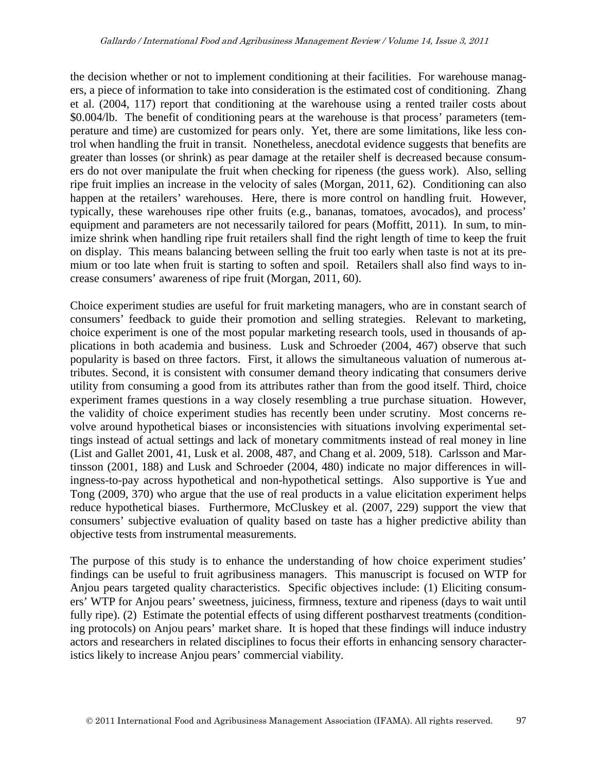the decision whether or not to implement conditioning at their facilities. For warehouse managers, a piece of information to take into consideration is the estimated cost of conditioning. Zhang et al. (2004, 117) report that conditioning at the warehouse using a rented trailer costs about \$0.004/lb. The benefit of conditioning pears at the warehouse is that process' parameters (temperature and time) are customized for pears only. Yet, there are some limitations, like less control when handling the fruit in transit. Nonetheless, anecdotal evidence suggests that benefits are greater than losses (or shrink) as pear damage at the retailer shelf is decreased because consumers do not over manipulate the fruit when checking for ripeness (the guess work). Also, selling ripe fruit implies an increase in the velocity of sales (Morgan, 2011, 62). Conditioning can also happen at the retailers' warehouses. Here, there is more control on handling fruit. However, typically, these warehouses ripe other fruits (e.g., bananas, tomatoes, avocados), and process' equipment and parameters are not necessarily tailored for pears (Moffitt, 2011). In sum, to minimize shrink when handling ripe fruit retailers shall find the right length of time to keep the fruit on display. This means balancing between selling the fruit too early when taste is not at its premium or too late when fruit is starting to soften and spoil. Retailers shall also find ways to increase consumers' awareness of ripe fruit (Morgan, 2011, 60).

Choice experiment studies are useful for fruit marketing managers, who are in constant search of consumers' feedback to guide their promotion and selling strategies. Relevant to marketing, choice experiment is one of the most popular marketing research tools, used in thousands of applications in both academia and business. Lusk and Schroeder (2004, 467) observe that such popularity is based on three factors. First, it allows the simultaneous valuation of numerous attributes. Second, it is consistent with consumer demand theory indicating that consumers derive utility from consuming a good from its attributes rather than from the good itself. Third, choice experiment frames questions in a way closely resembling a true purchase situation. However, the validity of choice experiment studies has recently been under scrutiny. Most concerns revolve around hypothetical biases or inconsistencies with situations involving experimental settings instead of actual settings and lack of monetary commitments instead of real money in line (List and Gallet 2001, 41, Lusk et al. 2008, 487, and Chang et al. 2009, 518). Carlsson and Martinsson (2001, 188) and Lusk and Schroeder (2004, 480) indicate no major differences in willingness-to-pay across hypothetical and non-hypothetical settings. Also supportive is Yue and Tong (2009, 370) who argue that the use of real products in a value elicitation experiment helps reduce hypothetical biases. Furthermore, McCluskey et al. (2007, 229) support the view that consumers' subjective evaluation of quality based on taste has a higher predictive ability than objective tests from instrumental measurements.

The purpose of this study is to enhance the understanding of how choice experiment studies' findings can be useful to fruit agribusiness managers. This manuscript is focused on WTP for Anjou pears targeted quality characteristics. Specific objectives include: (1) Eliciting consumers' WTP for Anjou pears' sweetness, juiciness, firmness, texture and ripeness (days to wait until fully ripe). (2) Estimate the potential effects of using different postharvest treatments (conditioning protocols) on Anjou pears' market share. It is hoped that these findings will induce industry actors and researchers in related disciplines to focus their efforts in enhancing sensory characteristics likely to increase Anjou pears' commercial viability.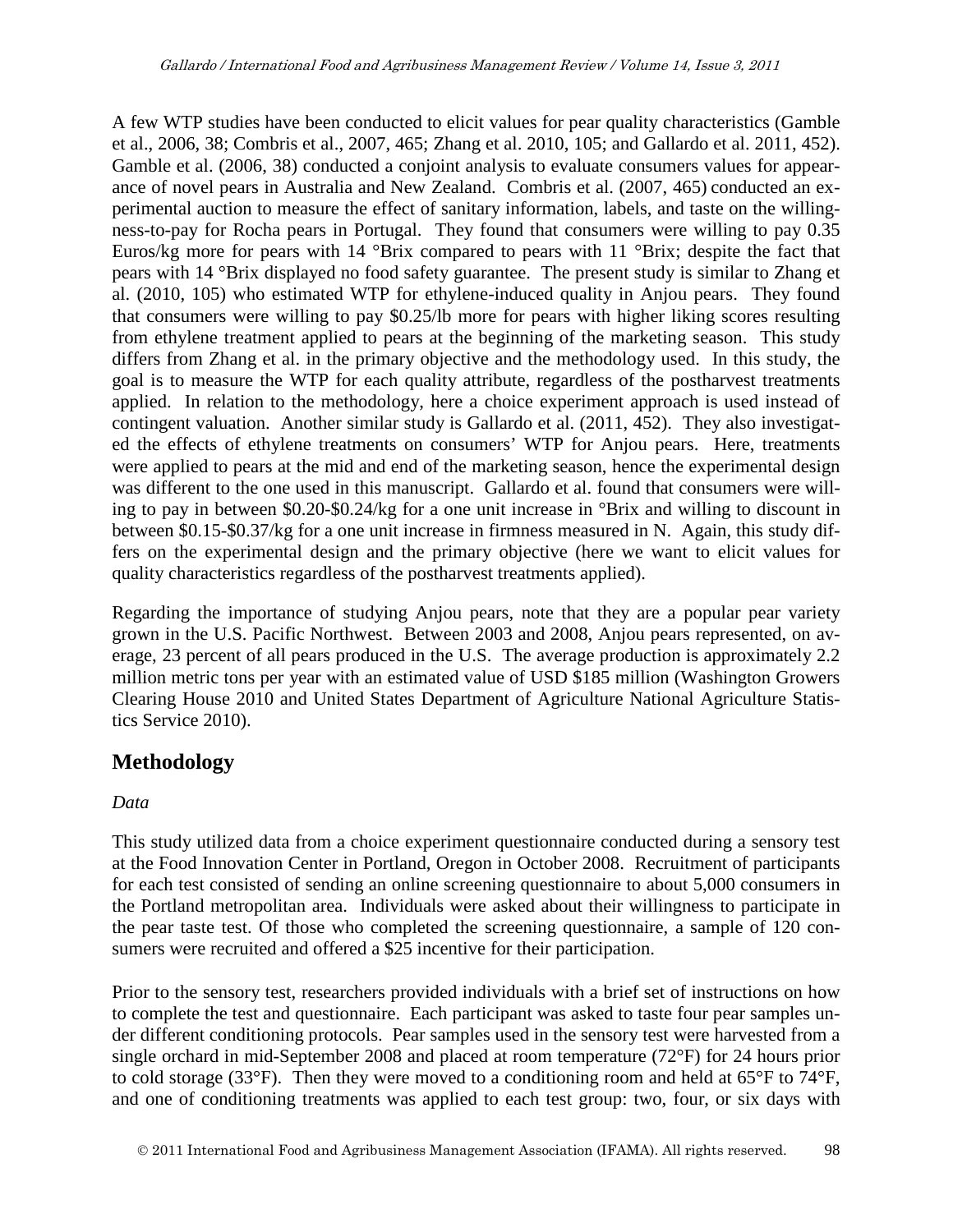A few WTP studies have been conducted to elicit values for pear quality characteristics (Gamble et al., 2006, 38; Combris et al., 2007, 465; Zhang et al. 2010, 105; and Gallardo et al. 2011, 452). Gamble et al. (2006, 38) conducted a conjoint analysis to evaluate consumers values for appearance of novel pears in Australia and New Zealand. Combris et al. (2007, 465) conducted an experimental auction to measure the effect of sanitary information, labels, and taste on the willingness-to-pay for Rocha pears in Portugal. They found that consumers were willing to pay 0.35 Euros/kg more for pears with 14 °Brix compared to pears with 11 °Brix; despite the fact that pears with 14 °Brix displayed no food safety guarantee. The present study is similar to Zhang et al. (2010, 105) who estimated WTP for ethylene-induced quality in Anjou pears. They found that consumers were willing to pay $0.25/lb more for pears with higher liking scores resulting from ethylene treatment applied to pears at the beginning of the marketing season. This study differs from Zhang et al. in the primary objective and the methodology used. In this study, the goal is to measure the WTP for each quality attribute, regardless of the postharvest treatments applied. In relation to the methodology, here a choice experiment approach is used instead of contingent valuation. Another similar study is Gallardo et al. (2011, 452). They also investigated the effects of ethylene treatments on consumers' WTP for Anjou pears. Here, treatments were applied to pears at the mid and end of the marketing season, hence the experimental design was different to the one used in this manuscript. Gallardo et al. found that consumers were willing to pay in between $0.20-$0.24/kg for a one unit increase in °Brix and willing to discount in between $0.15-$0.37/kg for a one unit increase in firmness measured in N. Again, this study differs on the experimental design and the primary objective (here we want to elicit values for quality characteristics regardless of the postharvest treatments applied).

Regarding the importance of studying Anjou pears, note that they are a popular pear variety grown in the U.S. Pacific Northwest. Between 2003 and 2008, Anjou pears represented, on average, 23 percent of all pears produced in the U.S. The average production is approximately 2.2 million metric tons per year with an estimated value of USD $185 million (Washington Growers Clearing House 2010 and United States Department of Agriculture National Agriculture Statistics Service 2010).

## Methodology

*Data*

This study utilized data from a choice experiment questionnaire conducted during a sensory test at the Food Innovation Center in Portland, Oregon in October 2008. Recruitment of participants for each test consisted of sending an online screening questionnaire to about 5,000 consumers in the Portland metropolitan area. Individuals were asked about their willingness to participate in the pear taste test. Of those who completed the screening questionnaire, a sample of 120 consumers were recruited and offered a $25 incentive for their participation.

Prior to the sensory test, researchers provided individuals with a brief set of instructions on how to complete the test and questionnaire. Each participant was asked to taste four pear samples under different conditioning protocols. Pear samples used in the sensory test were harvested from a single orchard in mid-September 2008 and placed at room temperature (72°F) for 24 hours prior to cold storage (33°F). Then they were moved to a conditioning room and held at 65°F to 74°F, and one of conditioning treatments was applied to each test group: two, four, or six days with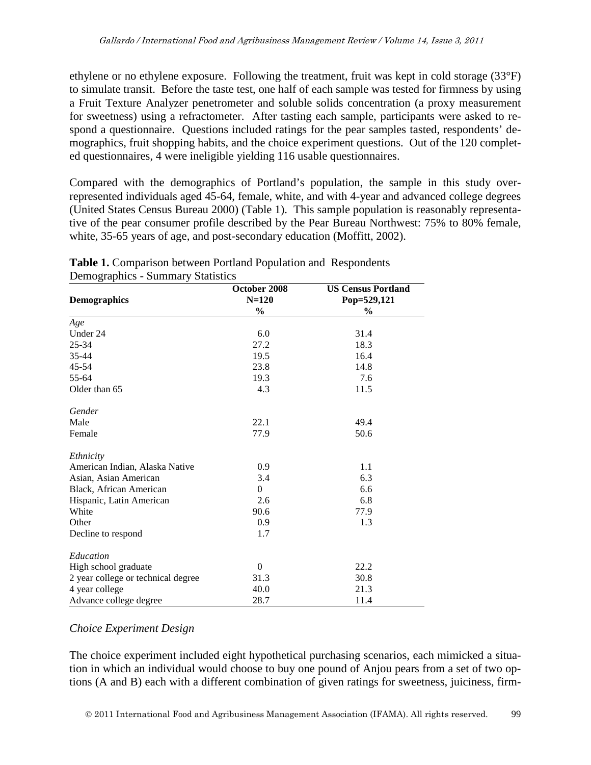ethylene or no ethylene exposure. Following the treatment, fruit was kept in cold storage (33°F) to simulate transit. Before the taste test, one half of each sample was tested for firmness by using a Fruit Texture Analyzer penetrometer and soluble solids concentration (a proxy measurement for sweetness) using a refractometer. After tasting each sample, participants were asked to respond a questionnaire. Questions included ratings for the pear samples tasted, respondents' demographics, fruit shopping habits, and the choice experiment questions. Out of the 120 completed questionnaires, 4 were ineligible yielding 116 usable questionnaires.

Compared with the demographics of Portland's population, the sample in this study over-represented individuals aged 45-64, female, white, and with 4-year and advanced college degrees (United States Census Bureau 2000) (Table 1). This sample population is reasonably representative of the pear consumer profile described by the Pear Bureau Northwest: 75% to 80% female, white, 35-65 years of age, and post-secondary education (Moffitt, 2002).

**Table 1.** Comparison between Portland Population and Respondents Demographics - Summary Statistics

| Demographics | October 2008 N=120 % | US Census Portland Pop=529,121 % |
|---|---|---|
| *Age* | | |
| Under 24 | 6.0 | 31.4 |
| 25-34 | 27.2 | 18.3 |
| 35-44 | 19.5 | 16.4 |
| 45-54 | 23.8 | 14.8 |
| 55-64 | 19.3 | 7.6 |
| Older than 65 | 4.3 | 11.5 |
| *Gender* | | |
| Male | 22.1 | 49.4 |
| Female | 77.9 | 50.6 |
| *Ethnicity* | | |
| American Indian, Alaska Native | 0.9 | 1.1 |
| Asian, Asian American | 3.4 | 6.3 |
| Black, African American | 0 | 6.6 |
| Hispanic, Latin American | 2.6 | 6.8 |
| White | 90.6 | 77.9 |
| Other | 0.9 | 1.3 |
| Decline to respond | 1.7 | |
| *Education* | | |
| High school graduate | 0 | 22.2 |
| 2 year college or technical degree | 31.3 | 30.8 |
| 4 year college | 40.0 | 21.3 |
| Advance college degree | 28.7 | 11.4 |

*Choice Experiment Design*

The choice experiment included eight hypothetical purchasing scenarios, each mimicked a situation in which an individual would choose to buy one pound of Anjou pears from a set of two options (A and B) each with a different combination of given ratings for sweetness, juiciness, firm-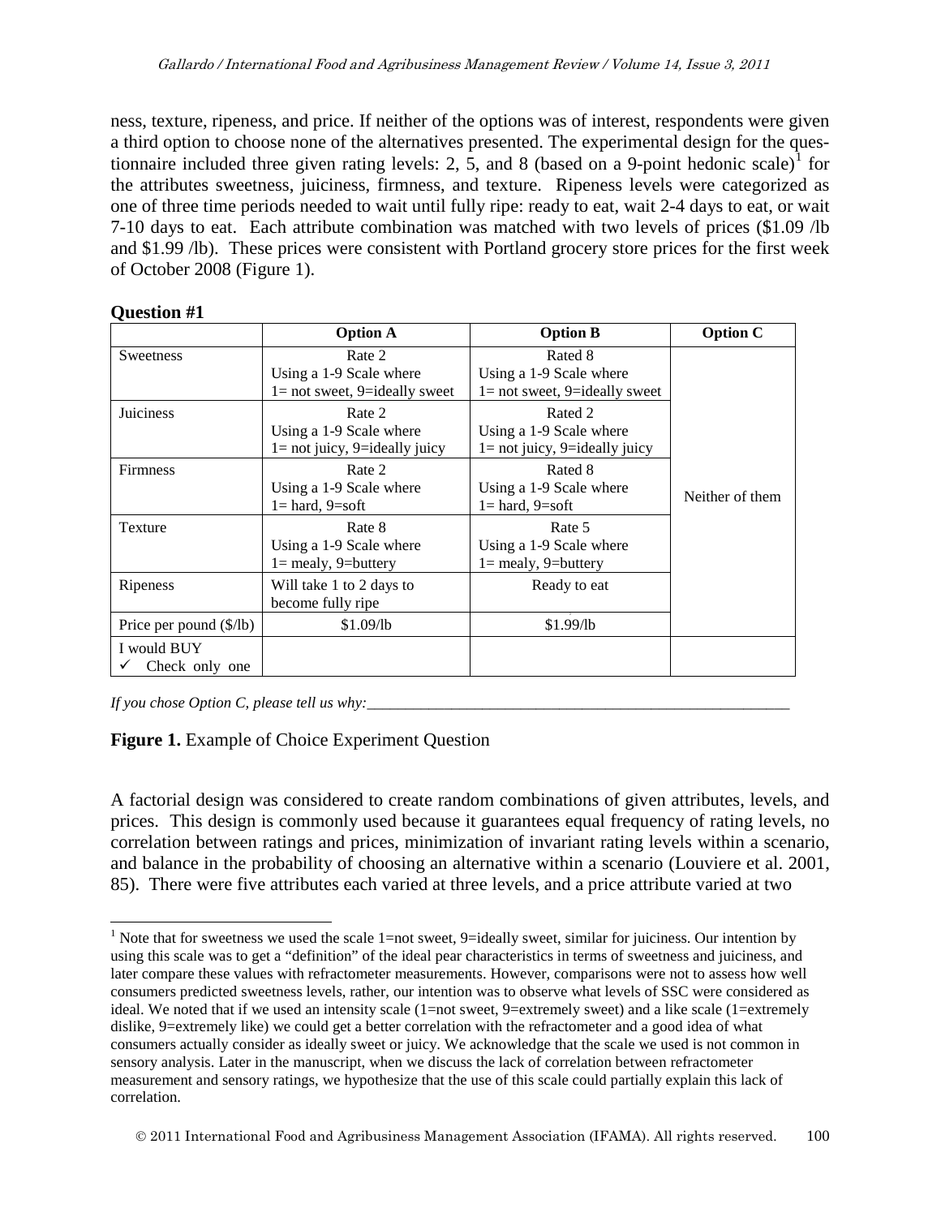ness, texture, ripeness, and price. If neither of the options was of interest, respondents were given a third option to choose none of the alternatives presented. The experimental design for the questionnaire included three given rating levels: 2, 5, and 8 (based on a 9-point hedonic scale)[1] for the attributes sweetness, juiciness, firmness, and texture. Ripeness levels were categorized as one of three time periods needed to wait until fully ripe: ready to eat, wait 2-4 days to eat, or wait 7-10 days to eat. Each attribute combination was matched with two levels of prices ($1.09 /lb and $1.99 /lb). These prices were consistent with Portland grocery store prices for the first week of October 2008 (Figure 1).

**Question #1**

| | **Option A** | **Option B** | **Option C** |
|---|---|---|---|
| Sweetness | Rate 2<br>Using a 1-9 Scale where<br>1= not sweet, 9=ideally sweet | Rated 8<br>Using a 1-9 Scale where<br>1= not sweet, 9=ideally sweet | Neither of them |
| Juiciness | Rate 2<br>Using a 1-9 Scale where<br>1= not juicy, 9=ideally juicy | Rated 2<br>Using a 1-9 Scale where<br>1= not juicy, 9=ideally juicy | |
| Firmness | Rate 2<br>Using a 1-9 Scale where<br>1= hard, 9=soft | Rated 8<br>Using a 1-9 Scale where<br>1= hard, 9=soft | |
| Texture | Rate 8<br>Using a 1-9 Scale where<br>1= mealy, 9=buttery | Rate 5<br>Using a 1-9 Scale where<br>1= mealy, 9=buttery | |
| Ripeness | Will take 1 to 2 days to become fully ripe | Ready to eat | |
| Price per pound ($/lb) | $1.09/lb | $1.99/lb | |
| I would BUY<br>✓ Check only one | | | |

*If you chose Option C, please tell us why:*_______________________________________________

**Figure 1.** Example of Choice Experiment Question

A factorial design was considered to create random combinations of given attributes, levels, and prices. This design is commonly used because it guarantees equal frequency of rating levels, no correlation between ratings and prices, minimization of invariant rating levels within a scenario, and balance in the probability of choosing an alternative within a scenario (Louviere et al. 2001, 85). There were five attributes each varied at three levels, and a price attribute varied at two

[1] Note that for sweetness we used the scale 1=not sweet, 9=ideally sweet, similar for juiciness. Our intention by using this scale was to get a "definition" of the ideal pear characteristics in terms of sweetness and juiciness, and later compare these values with refractometer measurements. However, comparisons were not to assess how well consumers predicted sweetness levels, rather, our intention was to observe what levels of SSC were considered as ideal. We noted that if we used an intensity scale (1=not sweet, 9=extremely sweet) and a like scale (1=extremely dislike, 9=extremely like) we could get a better correlation with the refractometer and a good idea of what consumers actually consider as ideally sweet or juicy. We acknowledge that the scale we used is not common in sensory analysis. Later in the manuscript, when we discuss the lack of correlation between refractometer measurement and sensory ratings, we hypothesize that the use of this scale could partially explain this lack of correlation.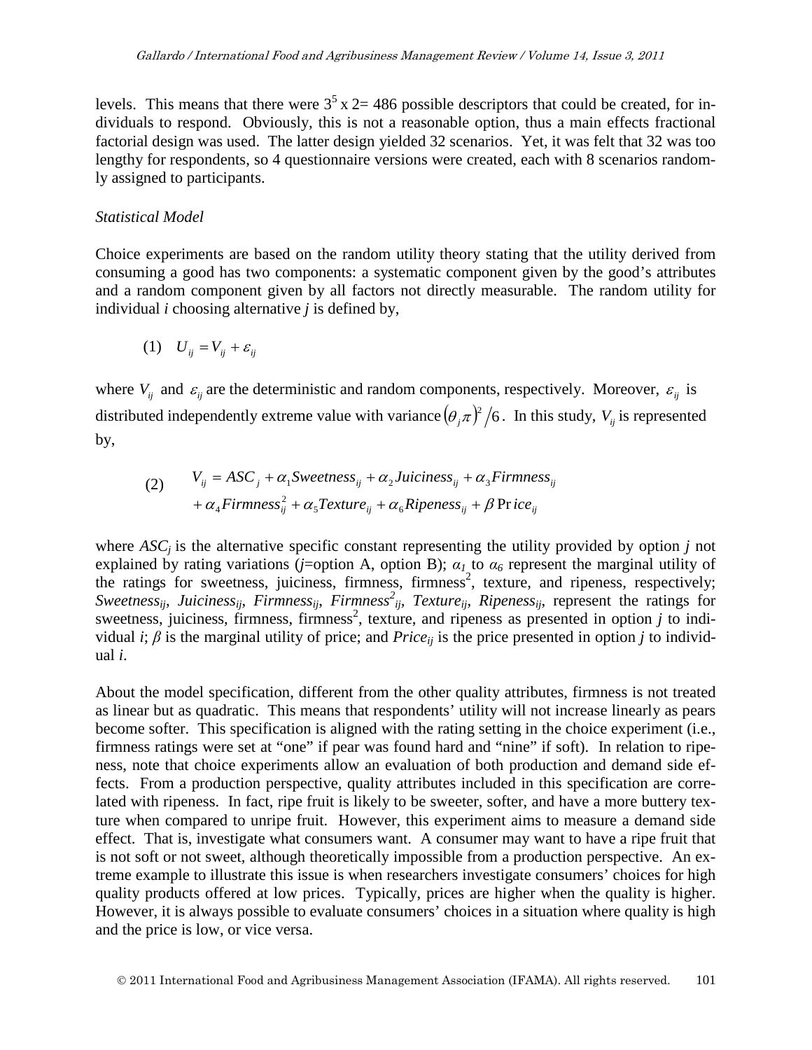levels. This means that there were $3^5 \times 2= 486$ possible descriptors that could be created, for individuals to respond. Obviously, this is not a reasonable option, thus a main effects fractional factorial design was used. The latter design yielded 32 scenarios. Yet, it was felt that 32 was too lengthy for respondents, so 4 questionnaire versions were created, each with 8 scenarios randomly assigned to participants.

*Statistical Model*

Choice experiments are based on the random utility theory stating that the utility derived from consuming a good has two components: a systematic component given by the good's attributes and a random component given by all factors not directly measurable. The random utility for individual *i* choosing alternative *j* is defined by,

$$(1) \quad U_{ij} = V_{ij} + \varepsilon_{ij}$$

where $V_{ij}$ and $\varepsilon_{ij}$ are the deterministic and random components, respectively. Moreover, $\varepsilon_{ij}$ is distributed independently extreme value with variance $(\theta_j \pi)^2 / 6$. In this study, $V_{ij}$ is represented by,

$$(2) \quad \begin{aligned} V_{ij} &= ASC_j + \alpha_1 Sweetness_{ij} + \alpha_2 Juiciness_{ij} + \alpha_3 Firmness_{ij} \\ &+ \alpha_4 Firmness_{ij}^2 + \alpha_5 Texture_{ij} + \alpha_6 Ripeness_{ij} + \beta \, Price_{ij} \end{aligned}$$

where $ASC_j$ is the alternative specific constant representing the utility provided by option *j* not explained by rating variations (*j*=option A, option B); $\alpha_1$ to $\alpha_6$ represent the marginal utility of the ratings for sweetness, juiciness, firmness, firmness$^2$, texture, and ripeness, respectively; $Sweetness_{ij}$, $Juiciness_{ij}$, $Firmness_{ij}$, $Firmness^2_{ij}$, $Texture_{ij}$, $Ripeness_{ij}$, represent the ratings for sweetness, juiciness, firmness, firmness$^2$, texture, and ripeness as presented in option *j* to individual *i*; $\beta$ is the marginal utility of price; and $Price_{ij}$ is the price presented in option *j* to individual *i*.

About the model specification, different from the other quality attributes, firmness is not treated as linear but as quadratic. This means that respondents' utility will not increase linearly as pears become softer. This specification is aligned with the rating setting in the choice experiment (i.e., firmness ratings were set at "one" if pear was found hard and "nine" if soft). In relation to ripeness, note that choice experiments allow an evaluation of both production and demand side effects. From a production perspective, quality attributes included in this specification are correlated with ripeness. In fact, ripe fruit is likely to be sweeter, softer, and have a more buttery texture when compared to unripe fruit. However, this experiment aims to measure a demand side effect. That is, investigate what consumers want. A consumer may want to have a ripe fruit that is not soft or not sweet, although theoretically impossible from a production perspective. An extreme example to illustrate this issue is when researchers investigate consumers' choices for high quality products offered at low prices. Typically, prices are higher when the quality is higher. However, it is always possible to evaluate consumers' choices in a situation where quality is high and the price is low, or vice versa.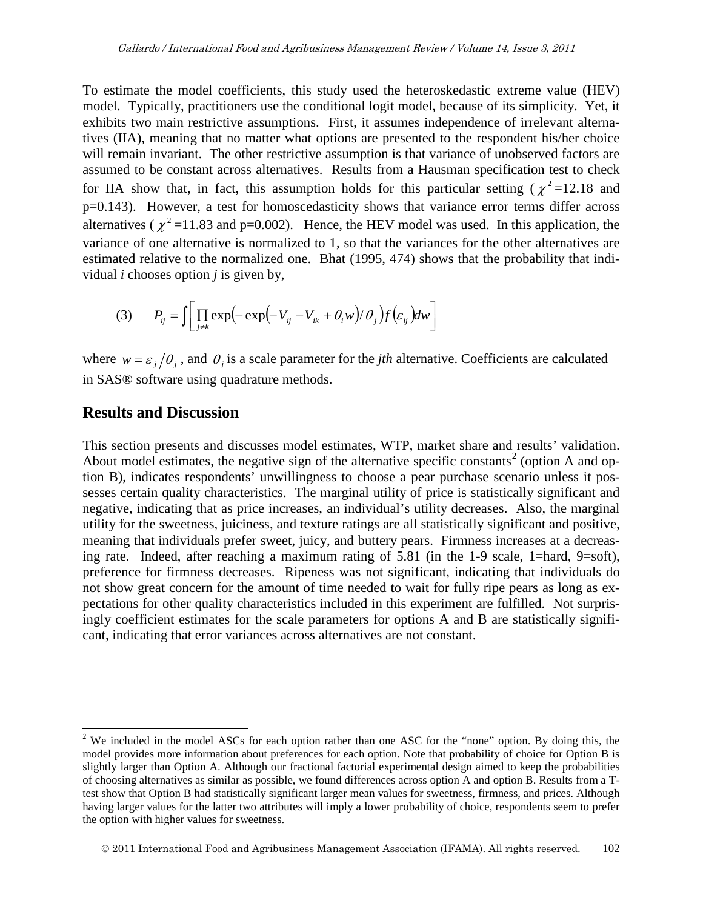To estimate the model coefficients, this study used the heteroskedastic extreme value (HEV) model. Typically, practitioners use the conditional logit model, because of its simplicity. Yet, it exhibits two main restrictive assumptions. First, it assumes independence of irrelevant alternatives (IIA), meaning that no matter what options are presented to the respondent his/her choice will remain invariant. The other restrictive assumption is that variance of unobserved factors are assumed to be constant across alternatives. Results from a Hausman specification test to check for IIA show that, in fact, this assumption holds for this particular setting ($\chi^2$=12.18 and p=0.143). However, a test for homoscedasticity shows that variance error terms differ across alternatives ($\chi^2$=11.83 and p=0.002). Hence, the HEV model was used. In this application, the variance of one alternative is normalized to 1, so that the variances for the other alternatives are estimated relative to the normalized one. Bhat (1995, 474) shows that the probability that individual *i* chooses option *j* is given by,

$$(3) \qquad P_{ij} = \int \left[ \prod_{j \neq k} \exp\left(-\exp\left(-V_{ij} - V_{ik} + \theta_i w\right) / \theta_j\right) f\left(\varepsilon_{ij}\right) dw \right]$$

where $w = \varepsilon_j / \theta_j$, and $\theta_j$ is a scale parameter for the *jth* alternative. Coefficients are calculated in SAS® software using quadrature methods.

## Results and Discussion

This section presents and discusses model estimates, WTP, market share and results' validation. About model estimates, the negative sign of the alternative specific constants[2] (option A and option B), indicates respondents' unwillingness to choose a pear purchase scenario unless it possesses certain quality characteristics. The marginal utility of price is statistically significant and negative, indicating that as price increases, an individual's utility decreases. Also, the marginal utility for the sweetness, juiciness, and texture ratings are all statistically significant and positive, meaning that individuals prefer sweet, juicy, and buttery pears. Firmness increases at a decreasing rate. Indeed, after reaching a maximum rating of 5.81 (in the 1-9 scale, 1=hard, 9=soft), preference for firmness decreases. Ripeness was not significant, indicating that individuals do not show great concern for the amount of time needed to wait for fully ripe pears as long as expectations for other quality characteristics included in this experiment are fulfilled. Not surprisingly coefficient estimates for the scale parameters for options A and B are statistically significant, indicating that error variances across alternatives are not constant.

---

[2] We included in the model ASCs for each option rather than one ASC for the "none" option. By doing this, the model provides more information about preferences for each option. Note that probability of choice for Option B is slightly larger than Option A. Although our fractional factorial experimental design aimed to keep the probabilities of choosing alternatives as similar as possible, we found differences across option A and option B. Results from a T-test show that Option B had statistically significant larger mean values for sweetness, firmness, and prices. Although having larger values for the latter two attributes will imply a lower probability of choice, respondents seem to prefer the option with higher values for sweetness.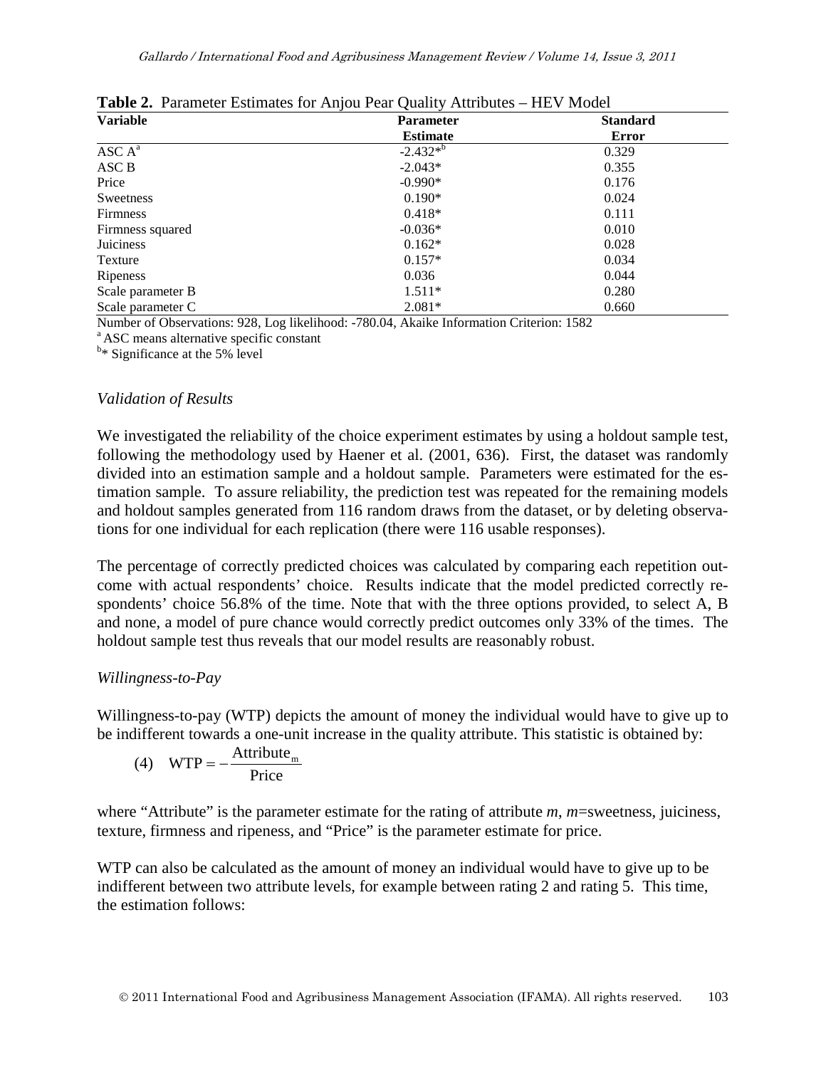**Table 2.** Parameter Estimates for Anjou Pear Quality Attributes – HEV Model

| Variable | Parameter Estimate | Standard Error |
|---|---|---|
| ASC A[a] | -2.432*[b] | 0.329 |
| ASC B | -2.043* | 0.355 |
| Price | -0.990* | 0.176 |
| Sweetness | 0.190* | 0.024 |
| Firmness | 0.418* | 0.111 |
| Firmness squared | -0.036* | 0.010 |
| Juiciness | 0.162* | 0.028 |
| Texture | 0.157* | 0.034 |
| Ripeness | 0.036 | 0.044 |
| Scale parameter B | 1.511* | 0.280 |
| Scale parameter C | 2.081* | 0.660 |

Number of Observations: 928, Log likelihood: -780.04, Akaike Information Criterion: 1582

[a] ASC means alternative specific constant

[b] * Significance at the 5% level

### *Validation of Results*

We investigated the reliability of the choice experiment estimates by using a holdout sample test, following the methodology used by Haener et al. (2001, 636). First, the dataset was randomly divided into an estimation sample and a holdout sample. Parameters were estimated for the estimation sample. To assure reliability, the prediction test was repeated for the remaining models and holdout samples generated from 116 random draws from the dataset, or by deleting observations for one individual for each replication (there were 116 usable responses).

The percentage of correctly predicted choices was calculated by comparing each repetition outcome with actual respondents' choice. Results indicate that the model predicted correctly respondents' choice 56.8% of the time. Note that with the three options provided, to select A, B and none, a model of pure chance would correctly predict outcomes only 33% of the times. The holdout sample test thus reveals that our model results are reasonably robust.

### *Willingness-to-Pay*

Willingness-to-pay (WTP) depicts the amount of money the individual would have to give up to be indifferent towards a one-unit increase in the quality attribute. This statistic is obtained by:

$$\text{(4)} \quad \text{WTP} = -\frac{\text{Attribute}_m}{\text{Price}}$$

where "Attribute" is the parameter estimate for the rating of attribute $m$, $m$=sweetness, juiciness, texture, firmness and ripeness, and "Price" is the parameter estimate for price.

WTP can also be calculated as the amount of money an individual would have to give up to be indifferent between two attribute levels, for example between rating 2 and rating 5. This time, the estimation follows: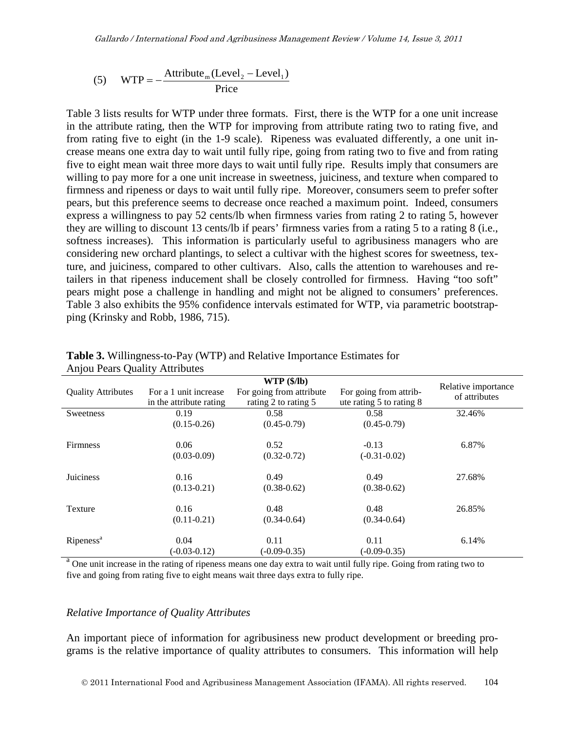$$(5) \quad \text{WTP} = -\frac{\text{Attribute}_m(\text{Level}_2 - \text{Level}_1)}{\text{Price}}$$

Table 3 lists results for WTP under three formats. First, there is the WTP for a one unit increase in the attribute rating, then the WTP for improving from attribute rating two to rating five, and from rating five to eight (in the 1-9 scale). Ripeness was evaluated differently, a one unit increase means one extra day to wait until fully ripe, going from rating two to five and from rating five to eight mean wait three more days to wait until fully ripe. Results imply that consumers are willing to pay more for a one unit increase in sweetness, juiciness, and texture when compared to firmness and ripeness or days to wait until fully ripe. Moreover, consumers seem to prefer softer pears, but this preference seems to decrease once reached a maximum point. Indeed, consumers express a willingness to pay 52 cents/lb when firmness varies from rating 2 to rating 5, however they are willing to discount 13 cents/lb if pears' firmness varies from a rating 5 to a rating 8 (i.e., softness increases). This information is particularly useful to agribusiness managers who are considering new orchard plantings, to select a cultivar with the highest scores for sweetness, texture, and juiciness, compared to other cultivars. Also, calls the attention to warehouses and retailers in that ripeness inducement shall be closely controlled for firmness. Having "too soft" pears might pose a challenge in handling and might not be aligned to consumers' preferences. Table 3 also exhibits the 95% confidence intervals estimated for WTP, via parametric bootstrapping (Krinsky and Robb, 1986, 715).

**Table 3.** Willingness-to-Pay (WTP) and Relative Importance Estimates for Anjou Pears Quality Attributes

| Quality Attributes | WTP ($/lb) For a 1 unit increase in the attribute rating | For going from attribute rating 2 to rating 5 | For going from attribute rating 5 to rating 8 | Relative importance of attributes |
|---|---|---|---|---|
| Sweetness | 0.19 (0.15-0.26) | 0.58 (0.45-0.79) | 0.58 (0.45-0.79) | 32.46% |
| Firmness | 0.06 (0.03-0.09) | 0.52 (0.32-0.72) | -0.13 (-0.31-0.02) | 6.87% |
| Juiciness | 0.16 (0.13-0.21) | 0.49 (0.38-0.62) | 0.49 (0.38-0.62) | 27.68% |
| Texture | 0.16 (0.11-0.21) | 0.48 (0.34-0.64) | 0.48 (0.34-0.64) | 26.85% |
| Ripeness[a] | 0.04 (-0.03-0.12) | 0.11 (-0.09-0.35) | 0.11 (-0.09-0.35) | 6.14% |

[a] One unit increase in the rating of ripeness means one day extra to wait until fully ripe. Going from rating two to five and going from rating five to eight means wait three days extra to fully ripe.

*Relative Importance of Quality Attributes*

An important piece of information for agribusiness new product development or breeding programs is the relative importance of quality attributes to consumers. This information will help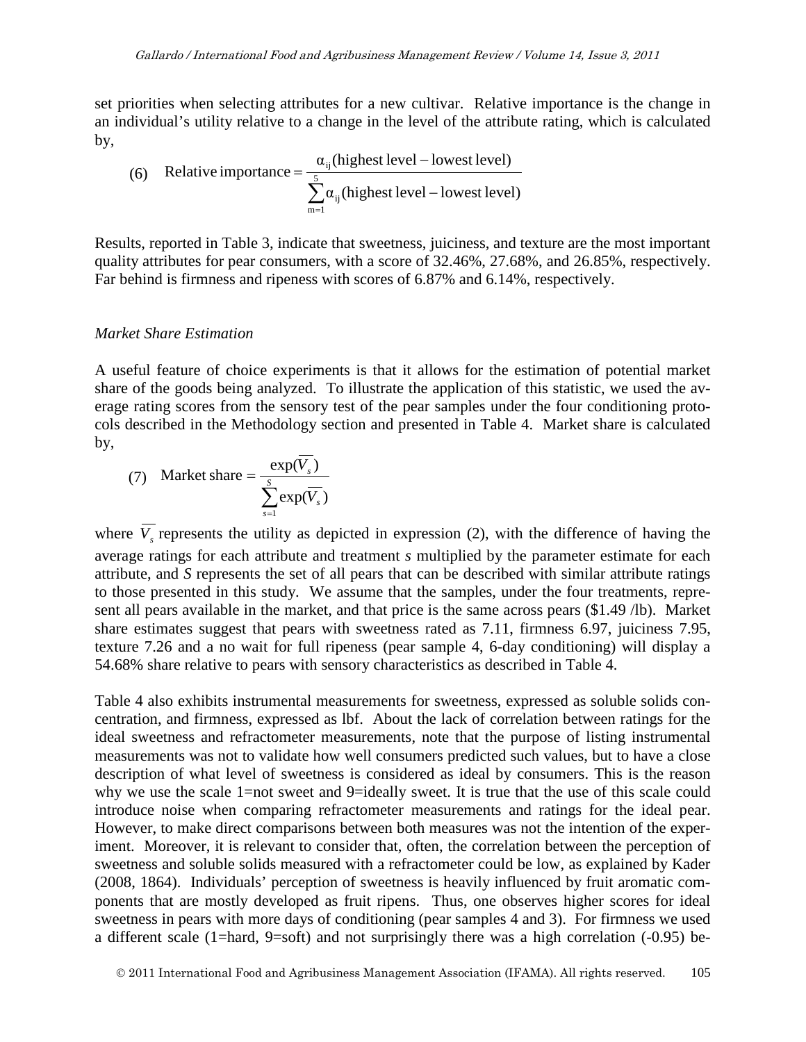set priorities when selecting attributes for a new cultivar. Relative importance is the change in an individual's utility relative to a change in the level of the attribute rating, which is calculated by,

$$\text{(6)} \quad \text{Relative importance} = \frac{\alpha_{ij}(\text{highest level} - \text{lowest level})}{\sum_{m=1}^{5} \alpha_{ij}(\text{highest level} - \text{lowest level})}$$

Results, reported in Table 3, indicate that sweetness, juiciness, and texture are the most important quality attributes for pear consumers, with a score of 32.46%, 27.68%, and 26.85%, respectively. Far behind is firmness and ripeness with scores of 6.87% and 6.14%, respectively.

*Market Share Estimation*

A useful feature of choice experiments is that it allows for the estimation of potential market share of the goods being analyzed. To illustrate the application of this statistic, we used the average rating scores from the sensory test of the pear samples under the four conditioning protocols described in the Methodology section and presented in Table 4. Market share is calculated by,

$$\text{(7)} \quad \text{Market share} = \frac{\exp(\overline{V_s})}{\sum_{s=1}^{S} \exp(\overline{V_s})}$$

where $\overline{V_s}$ represents the utility as depicted in expression (2), with the difference of having the average ratings for each attribute and treatment *s* multiplied by the parameter estimate for each attribute, and *S* represents the set of all pears that can be described with similar attribute ratings to those presented in this study. We assume that the samples, under the four treatments, represent all pears available in the market, and that price is the same across pears ($1.49 /lb). Market share estimates suggest that pears with sweetness rated as 7.11, firmness 6.97, juiciness 7.95, texture 7.26 and a no wait for full ripeness (pear sample 4, 6-day conditioning) will display a 54.68% share relative to pears with sensory characteristics as described in Table 4.

Table 4 also exhibits instrumental measurements for sweetness, expressed as soluble solids concentration, and firmness, expressed as lbf. About the lack of correlation between ratings for the ideal sweetness and refractometer measurements, note that the purpose of listing instrumental measurements was not to validate how well consumers predicted such values, but to have a close description of what level of sweetness is considered as ideal by consumers. This is the reason why we use the scale 1=not sweet and 9=ideally sweet. It is true that the use of this scale could introduce noise when comparing refractometer measurements and ratings for the ideal pear. However, to make direct comparisons between both measures was not the intention of the experiment. Moreover, it is relevant to consider that, often, the correlation between the perception of sweetness and soluble solids measured with a refractometer could be low, as explained by Kader (2008, 1864). Individuals' perception of sweetness is heavily influenced by fruit aromatic components that are mostly developed as fruit ripens. Thus, one observes higher scores for ideal sweetness in pears with more days of conditioning (pear samples 4 and 3). For firmness we used a different scale (1=hard, 9=soft) and not surprisingly there was a high correlation (-0.95) be-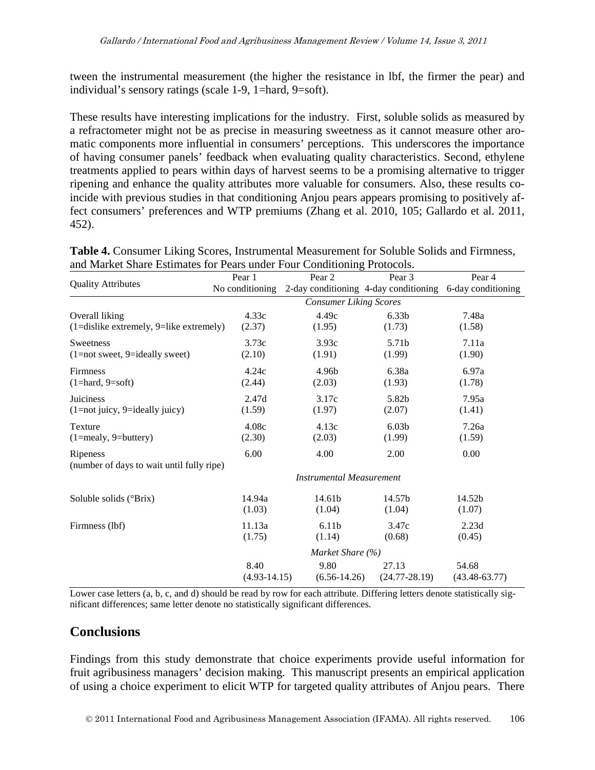tween the instrumental measurement (the higher the resistance in lbf, the firmer the pear) and individual's sensory ratings (scale 1-9, 1=hard, 9=soft).

These results have interesting implications for the industry. First, soluble solids as measured by a refractometer might not be as precise in measuring sweetness as it cannot measure other aromatic components more influential in consumers' perceptions. This underscores the importance of having consumer panels' feedback when evaluating quality characteristics. Second, ethylene treatments applied to pears within days of harvest seems to be a promising alternative to trigger ripening and enhance the quality attributes more valuable for consumers. Also, these results coincide with previous studies in that conditioning Anjou pears appears promising to positively affect consumers' preferences and WTP premiums (Zhang et al. 2010, 105; Gallardo et al. 2011, 452).

**Table 4.** Consumer Liking Scores, Instrumental Measurement for Soluble Solids and Firmness, and Market Share Estimates for Pears under Four Conditioning Protocols.

| Quality Attributes | Pear 1<br>No conditioning | Pear 2<br>2-day conditioning | Pear 3<br>4-day conditioning | Pear 4<br>6-day conditioning |
|---|---|---|---|---|
| | *Consumer Liking Scores* | | | |
| Overall liking<br>(1=dislike extremely, 9=like extremely) | 4.33c<br>(2.37) | 4.49c<br>(1.95) | 6.33b<br>(1.73) | 7.48a<br>(1.58) |
| Sweetness<br>(1=not sweet, 9=ideally sweet) | 3.73c<br>(2.10) | 3.93c<br>(1.91) | 5.71b<br>(1.99) | 7.11a<br>(1.90) |
| Firmness<br>(1=hard, 9=soft) | 4.24c<br>(2.44) | 4.96b<br>(2.03) | 6.38a<br>(1.93) | 6.97a<br>(1.78) |
| Juiciness<br>(1=not juicy, 9=ideally juicy) | 2.47d<br>(1.59) | 3.17c<br>(1.97) | 5.82b<br>(2.07) | 7.95a<br>(1.41) |
| Texture<br>(1=mealy, 9=buttery) | 4.08c<br>(2.30) | 4.13c<br>(2.03) | 6.03b<br>(1.99) | 7.26a<br>(1.59) |
| Ripeness<br>(number of days to wait until fully ripe) | 6.00 | 4.00 | 2.00 | 0.00 |
| | *Instrumental Measurement* | | | |
| Soluble solids (°Brix) | 14.94a<br>(1.03) | 14.61b<br>(1.04) | 14.57b<br>(1.04) | 14.52b<br>(1.07) |
| Firmness (lbf) | 11.13a<br>(1.75) | 6.11b<br>(1.14) | 3.47c<br>(0.68) | 2.23d<br>(0.45) |
| | *Market Share (%)* | | | |
| | 8.40<br>(4.93-14.15) | 9.80<br>(6.56-14.26) | 27.13<br>(24.77-28.19) | 54.68<br>(43.48-63.77) |

Lower case letters (a, b, c, and d) should be read by row for each attribute. Differing letters denote statistically significant differences; same letter denote no statistically significant differences.

## Conclusions

Findings from this study demonstrate that choice experiments provide useful information for fruit agribusiness managers' decision making. This manuscript presents an empirical application of using a choice experiment to elicit WTP for targeted quality attributes of Anjou pears. There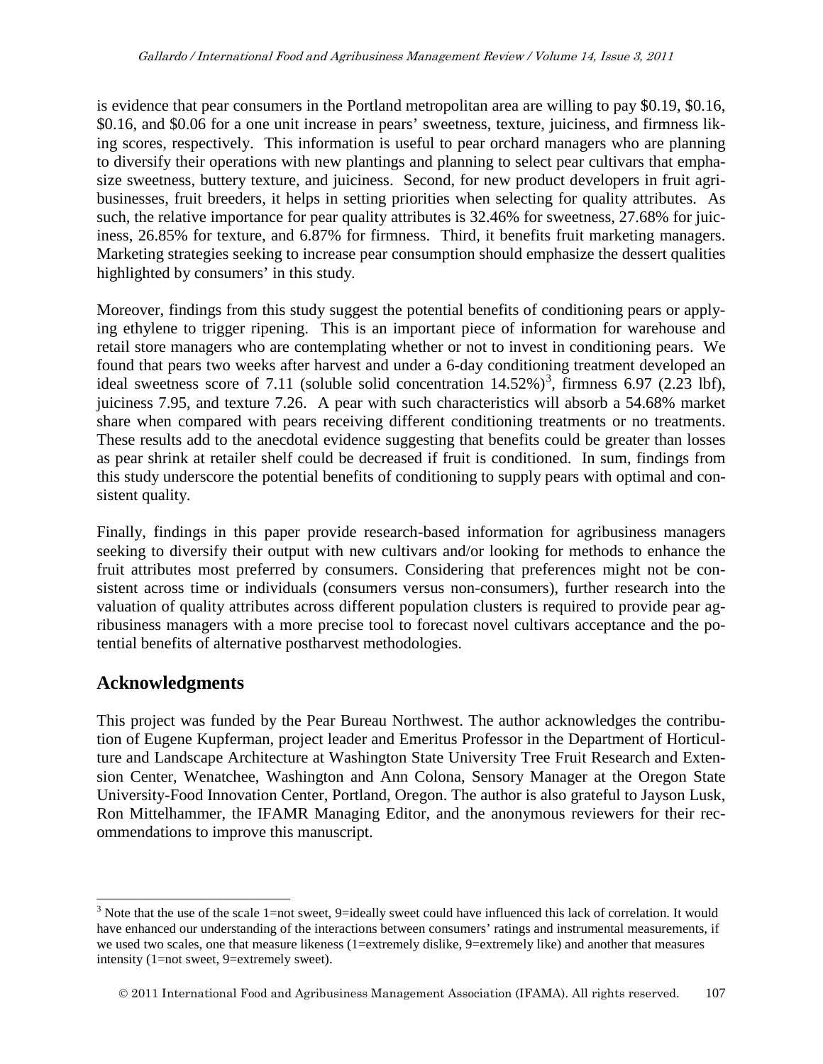is evidence that pear consumers in the Portland metropolitan area are willing to pay $0.19, $0.16, $0.16, and $0.06 for a one unit increase in pears' sweetness, texture, juiciness, and firmness liking scores, respectively. This information is useful to pear orchard managers who are planning to diversify their operations with new plantings and planning to select pear cultivars that emphasize sweetness, buttery texture, and juiciness. Second, for new product developers in fruit agribusinesses, fruit breeders, it helps in setting priorities when selecting for quality attributes. As such, the relative importance for pear quality attributes is 32.46% for sweetness, 27.68% for juiciness, 26.85% for texture, and 6.87% for firmness. Third, it benefits fruit marketing managers. Marketing strategies seeking to increase pear consumption should emphasize the dessert qualities highlighted by consumers' in this study.

Moreover, findings from this study suggest the potential benefits of conditioning pears or applying ethylene to trigger ripening. This is an important piece of information for warehouse and retail store managers who are contemplating whether or not to invest in conditioning pears. We found that pears two weeks after harvest and under a 6-day conditioning treatment developed an ideal sweetness score of 7.11 (soluble solid concentration 14.52%)[3], firmness 6.97 (2.23 lbf), juiciness 7.95, and texture 7.26. A pear with such characteristics will absorb a 54.68% market share when compared with pears receiving different conditioning treatments or no treatments. These results add to the anecdotal evidence suggesting that benefits could be greater than losses as pear shrink at retailer shelf could be decreased if fruit is conditioned. In sum, findings from this study underscore the potential benefits of conditioning to supply pears with optimal and consistent quality.

Finally, findings in this paper provide research-based information for agribusiness managers seeking to diversify their output with new cultivars and/or looking for methods to enhance the fruit attributes most preferred by consumers. Considering that preferences might not be consistent across time or individuals (consumers versus non-consumers), further research into the valuation of quality attributes across different population clusters is required to provide pear agribusiness managers with a more precise tool to forecast novel cultivars acceptance and the potential benefits of alternative postharvest methodologies.

## Acknowledgments

This project was funded by the Pear Bureau Northwest. The author acknowledges the contribution of Eugene Kupferman, project leader and Emeritus Professor in the Department of Horticulture and Landscape Architecture at Washington State University Tree Fruit Research and Extension Center, Wenatchee, Washington and Ann Colona, Sensory Manager at the Oregon State University-Food Innovation Center, Portland, Oregon. The author is also grateful to Jayson Lusk, Ron Mittelhammer, the IFAMR Managing Editor, and the anonymous reviewers for their recommendations to improve this manuscript.

---

[3] Note that the use of the scale 1=not sweet, 9=ideally sweet could have influenced this lack of correlation. It would have enhanced our understanding of the interactions between consumers' ratings and instrumental measurements, if we used two scales, one that measure likeness (1=extremely dislike, 9=extremely like) and another that measures intensity (1=not sweet, 9=extremely sweet).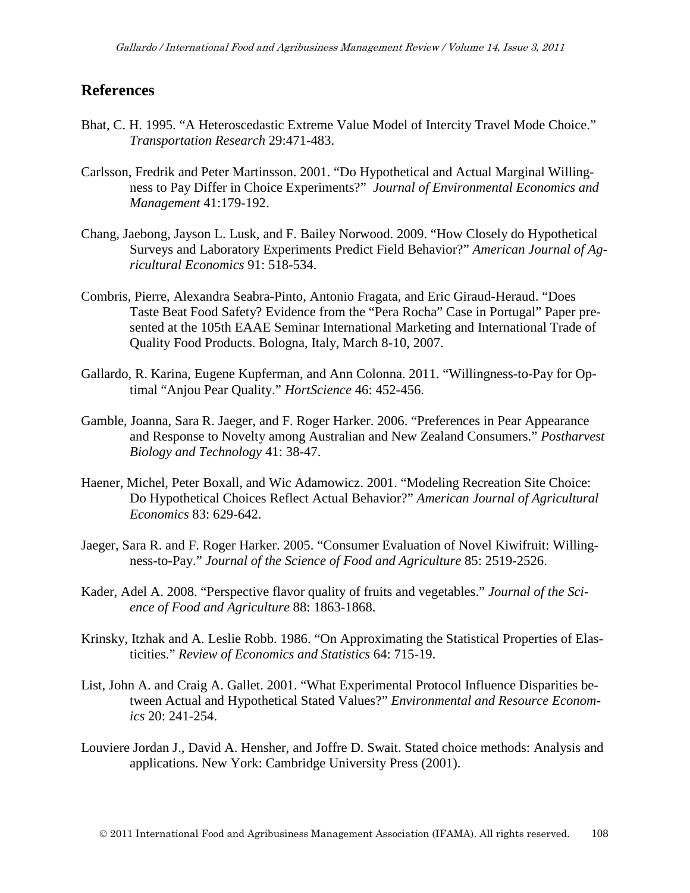## References

Bhat, C. H. 1995. "A Heteroscedastic Extreme Value Model of Intercity Travel Mode Choice." *Transportation Research* 29:471-483.

Carlsson, Fredrik and Peter Martinsson. 2001. "Do Hypothetical and Actual Marginal Willingness to Pay Differ in Choice Experiments?" *Journal of Environmental Economics and Management* 41:179-192.

Chang, Jaebong, Jayson L. Lusk, and F. Bailey Norwood. 2009. "How Closely do Hypothetical Surveys and Laboratory Experiments Predict Field Behavior?" *American Journal of Agricultural Economics* 91: 518-534.

Combris, Pierre, Alexandra Seabra-Pinto, Antonio Fragata, and Eric Giraud-Heraud. "Does Taste Beat Food Safety? Evidence from the "Pera Rocha" Case in Portugal" Paper presented at the 105th EAAE Seminar International Marketing and International Trade of Quality Food Products. Bologna, Italy, March 8-10, 2007.

Gallardo, R. Karina, Eugene Kupferman, and Ann Colonna. 2011. "Willingness-to-Pay for Optimal "Anjou Pear Quality." *HortScience* 46: 452-456.

Gamble, Joanna, Sara R. Jaeger, and F. Roger Harker. 2006. "Preferences in Pear Appearance and Response to Novelty among Australian and New Zealand Consumers." *Postharvest Biology and Technology* 41: 38-47.

Haener, Michel, Peter Boxall, and Wic Adamowicz. 2001. "Modeling Recreation Site Choice: Do Hypothetical Choices Reflect Actual Behavior?" *American Journal of Agricultural Economics* 83: 629-642.

Jaeger, Sara R. and F. Roger Harker. 2005. "Consumer Evaluation of Novel Kiwifruit: Willingness-to-Pay." *Journal of the Science of Food and Agriculture* 85: 2519-2526.

Kader, Adel A. 2008. "Perspective flavor quality of fruits and vegetables." *Journal of the Science of Food and Agriculture* 88: 1863-1868.

Krinsky, Itzhak and A. Leslie Robb. 1986. "On Approximating the Statistical Properties of Elasticities." *Review of Economics and Statistics* 64: 715-19.

List, John A. and Craig A. Gallet. 2001. "What Experimental Protocol Influence Disparities between Actual and Hypothetical Stated Values?" *Environmental and Resource Economics* 20: 241-254.

Louviere Jordan J., David A. Hensher, and Joffre D. Swait. Stated choice methods: Analysis and applications. New York: Cambridge University Press (2001).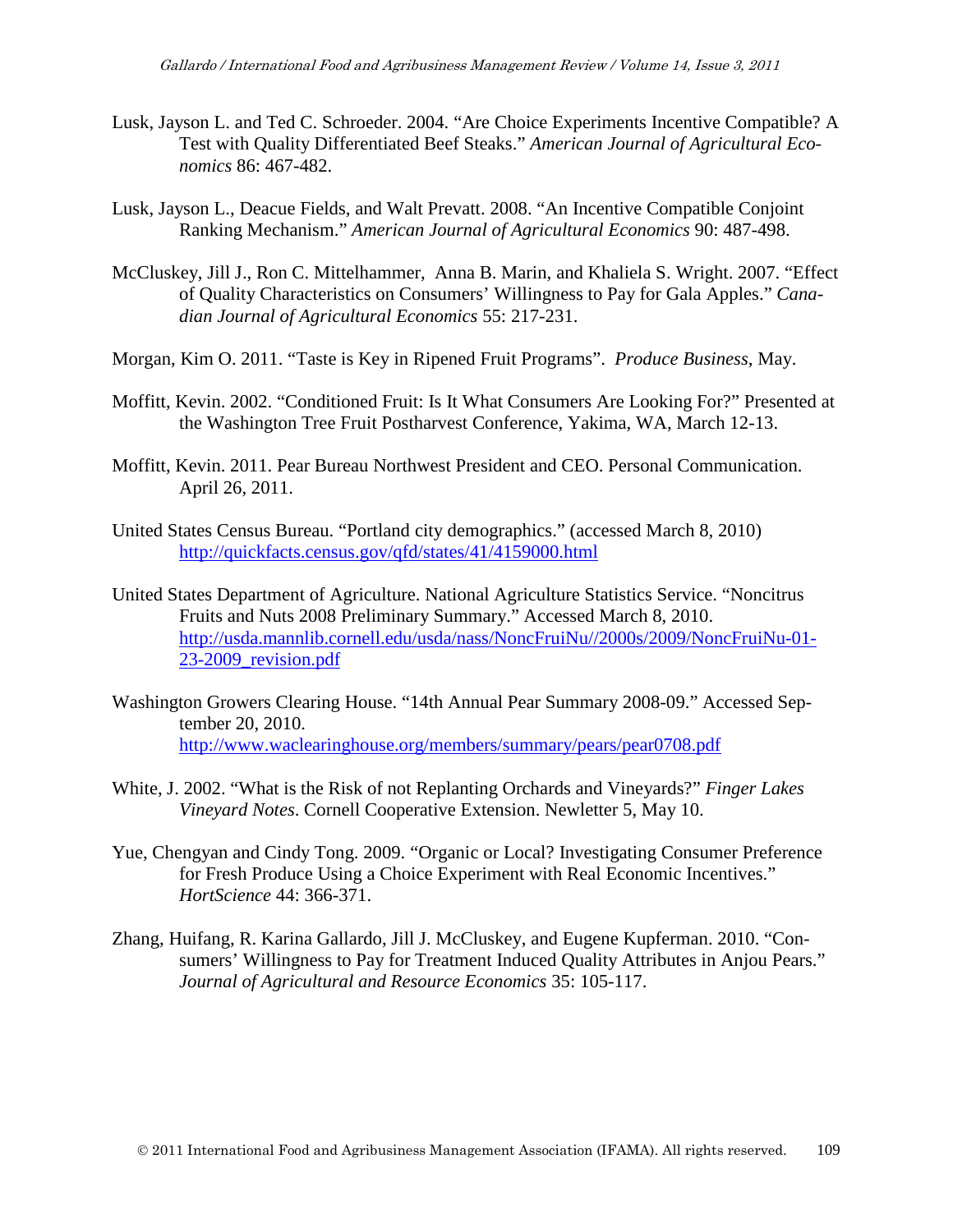Lusk, Jayson L. and Ted C. Schroeder. 2004. "Are Choice Experiments Incentive Compatible? A Test with Quality Differentiated Beef Steaks." *American Journal of Agricultural Economics* 86: 467-482.

Lusk, Jayson L., Deacue Fields, and Walt Prevatt. 2008. "An Incentive Compatible Conjoint Ranking Mechanism." *American Journal of Agricultural Economics* 90: 487-498.

McCluskey, Jill J., Ron C. Mittelhammer, Anna B. Marin, and Khaliela S. Wright. 2007. "Effect of Quality Characteristics on Consumers' Willingness to Pay for Gala Apples." *Canadian Journal of Agricultural Economics* 55: 217-231.

Morgan, Kim O. 2011. "Taste is Key in Ripened Fruit Programs". *Produce Business*, May.

Moffitt, Kevin. 2002. "Conditioned Fruit: Is It What Consumers Are Looking For?" Presented at the Washington Tree Fruit Postharvest Conference, Yakima, WA, March 12-13.

Moffitt, Kevin. 2011. Pear Bureau Northwest President and CEO. Personal Communication. April 26, 2011.

United States Census Bureau. "Portland city demographics." (accessed March 8, 2010) http://quickfacts.census.gov/qfd/states/41/4159000.html

United States Department of Agriculture. National Agriculture Statistics Service. "Noncitrus Fruits and Nuts 2008 Preliminary Summary." Accessed March 8, 2010. http://usda.mannlib.cornell.edu/usda/nass/NoncFruiNu//2000s/2009/NoncFruiNu-01-23-2009_revision.pdf

Washington Growers Clearing House. "14th Annual Pear Summary 2008-09." Accessed September 20, 2010. http://www.waclearinghouse.org/members/summary/pears/pear0708.pdf

White, J. 2002. "What is the Risk of not Replanting Orchards and Vineyards?" *Finger Lakes Vineyard Notes*. Cornell Cooperative Extension. Newletter 5, May 10.

Yue, Chengyan and Cindy Tong. 2009. "Organic or Local? Investigating Consumer Preference for Fresh Produce Using a Choice Experiment with Real Economic Incentives." *HortScience* 44: 366-371.

Zhang, Huifang, R. Karina Gallardo, Jill J. McCluskey, and Eugene Kupferman. 2010. "Consumers' Willingness to Pay for Treatment Induced Quality Attributes in Anjou Pears." *Journal of Agricultural and Resource Economics* 35: 105-117.